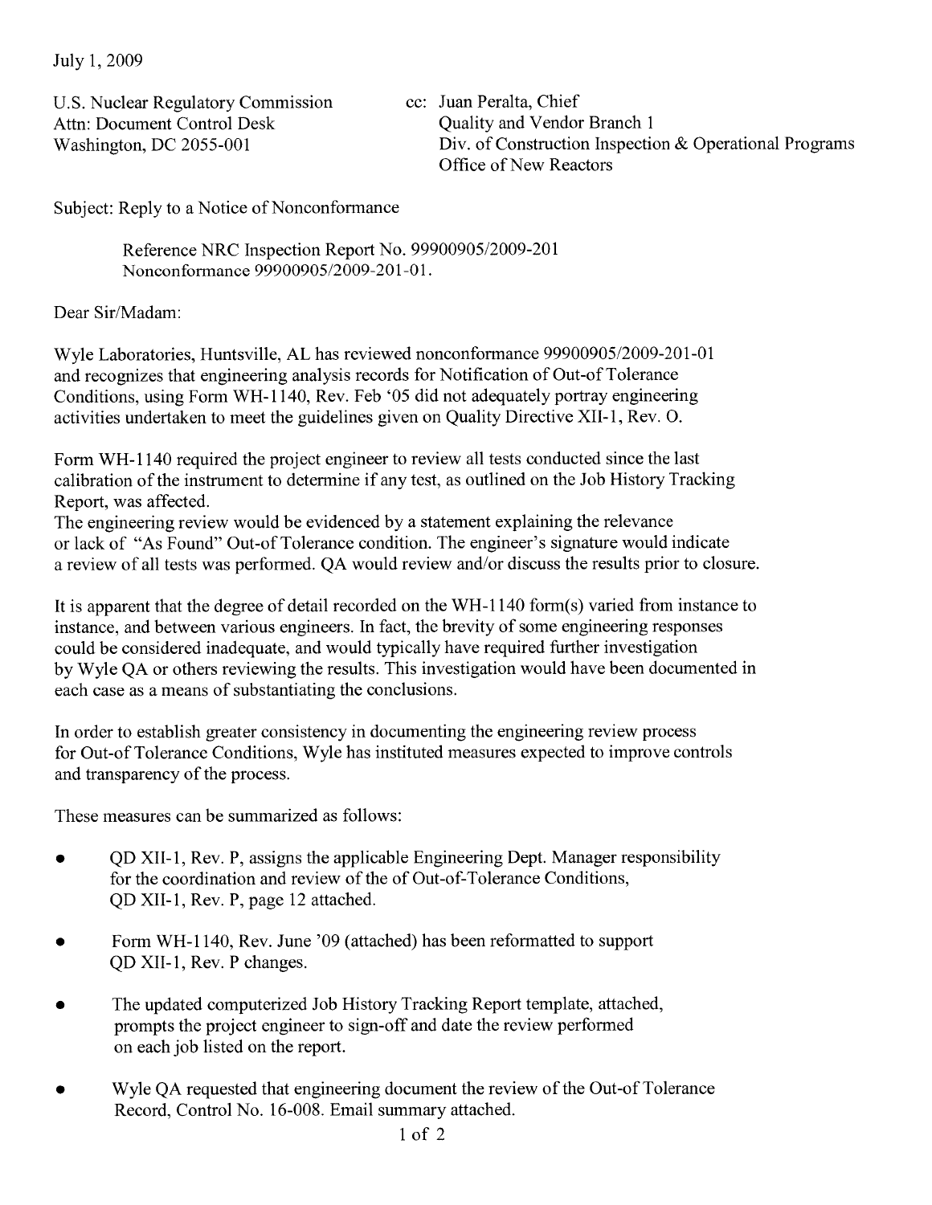July 1, 2009

U.S. Nuclear Regulatory Commission
Attn: Document Control Desk
Washington, DC 2055-001

cc: Juan Peralta, Chief
Quality and Vendor Branch 1
Div. of Construction Inspection & Operational Programs
Office of New Reactors

Subject: Reply to a Notice of Nonconformance

Reference NRC Inspection Report No. 99900905/2009-201
Nonconformance 99900905/2009-201-01.

Dear Sir/Madam:

Wyle Laboratories, Huntsville, AL has reviewed nonconformance 99900905/2009-201-01 and recognizes that engineering analysis records for Notification of Out-of Tolerance Conditions, using Form WH-1140, Rev. Feb '05 did not adequately portray engineering activities undertaken to meet the guidelines given on Quality Directive XII-1, Rev. O.

Form WH-1140 required the project engineer to review all tests conducted since the last calibration of the instrument to determine if any test, as outlined on the Job History Tracking Report, was affected.
The engineering review would be evidenced by a statement explaining the relevance or lack of "As Found" Out-of Tolerance condition. The engineer's signature would indicate a review of all tests was performed. QA would review and/or discuss the results prior to closure.

It is apparent that the degree of detail recorded on the WH-1140 form(s) varied from instance to instance, and between various engineers. In fact, the brevity of some engineering responses could be considered inadequate, and would typically have required further investigation by Wyle QA or others reviewing the results. This investigation would have been documented in each case as a means of substantiating the conclusions.

In order to establish greater consistency in documenting the engineering review process for Out-of Tolerance Conditions, Wyle has instituted measures expected to improve controls and transparency of the process.

These measures can be summarized as follows:

- QD XII-1, Rev. P, assigns the applicable Engineering Dept. Manager responsibility for the coordination and review of the of Out-of-Tolerance Conditions, QD XII-1, Rev. P, page 12 attached.
- Form WH-1140, Rev. June '09 (attached) has been reformatted to support QD XII-1, Rev. P changes.
- The updated computerized Job History Tracking Report template, attached, prompts the project engineer to sign-off and date the review performed on each job listed on the report.
- Wyle QA requested that engineering document the review of the Out-of Tolerance Record, Control No. 16-008. Email summary attached.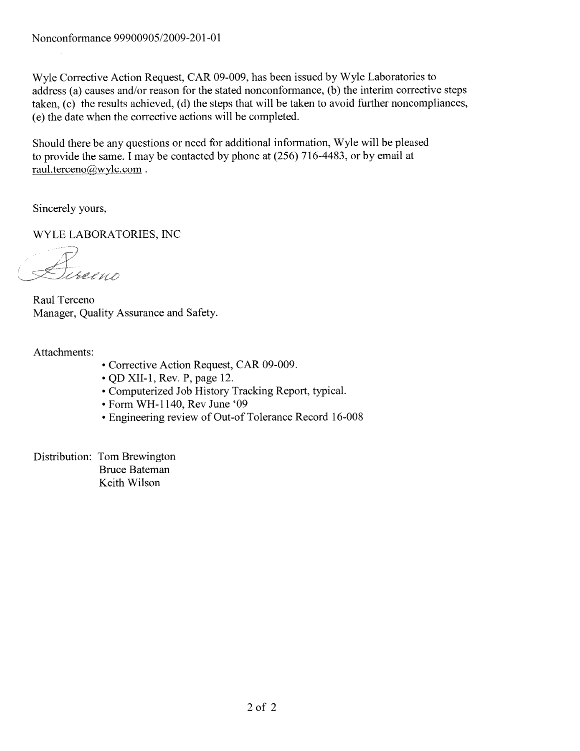Nonconformance 99900905/2009-201-01

Wyle Corrective Action Request, CAR 09-009, has been issued by Wyle Laboratories to address (a) causes and/or reason for the stated nonconformance, (b) the interim corrective steps taken, (c) the results achieved, (d) the steps that will be taken to avoid further noncompliances, (e) the date when the corrective actions will be completed.

Should there be any questions or need for additional information, Wyle will be pleased to provide the same. I may be contacted by phone at (256) 716-4483, or by email at raul.terceno@wyle.com .

Sincerely yours,

WYLE LABORATORIES, INC

Raul Terceno
Manager, Quality Assurance and Safety.

Attachments:

- Corrective Action Request, CAR 09-009.
- QD XII-1, Rev. P, page 12.
- Computerized Job History Tracking Report, typical.
- Form WH-1140, Rev June '09
- Engineering review of Out-of Tolerance Record 16-008

Distribution: Tom Brewington
Bruce Bateman
Keith Wilson